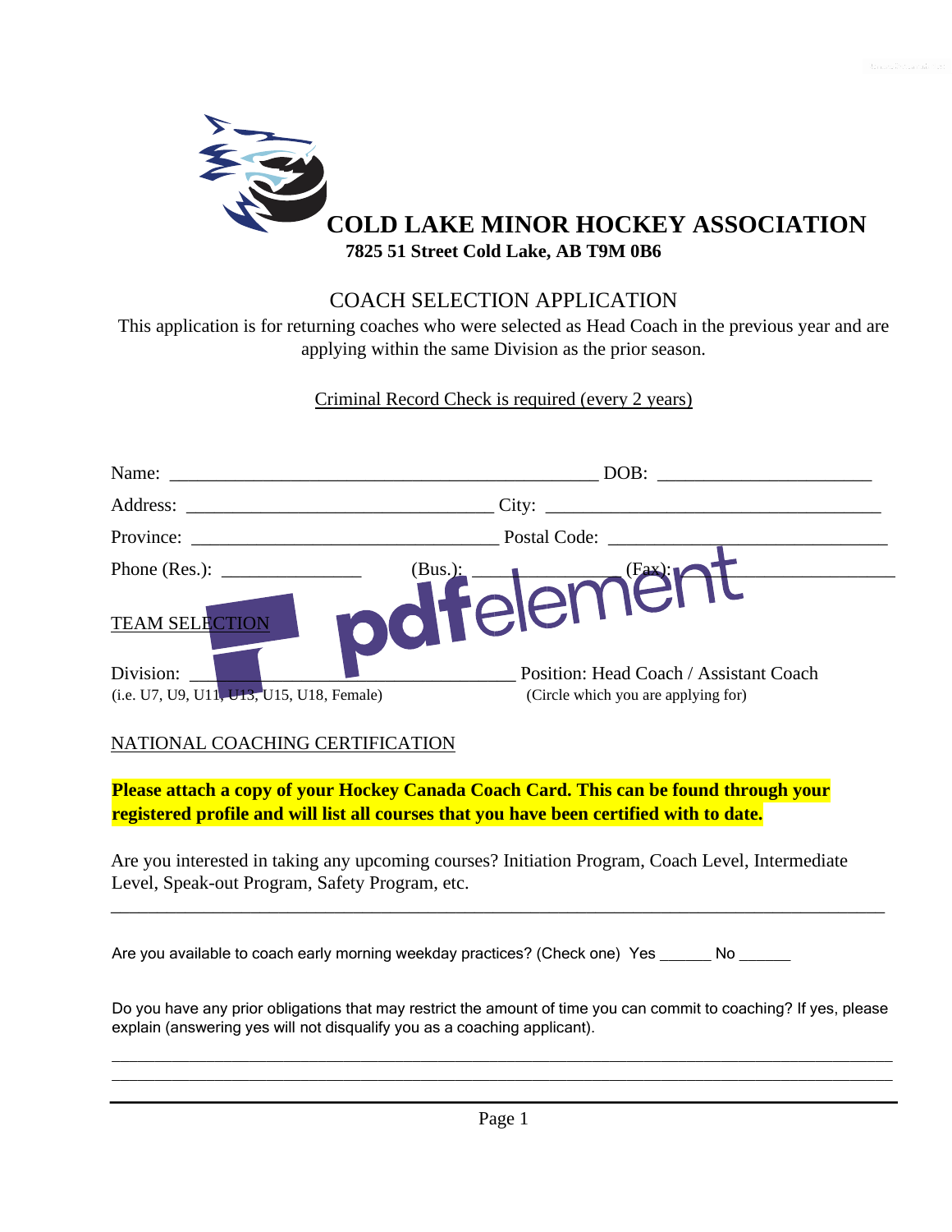# COLD LAKE MINOR HOCKEY ASSOCIATION

**7825 51 Street Cold Lake, AB T9M 0B6**

## COACH SELECTION APPLICATION

This application is for returning coaches who were selected as Head Coach in the previous year and are applying within the same Division as the prior season.

Criminal Record Check is required (every 2 years)

Name: ______________________________________________ DOB: ______________________

Address: _________________________________ City: ____________________________________

Province: _________________________________ Postal Code: ______________________________

Phone (Res.): _______________ (Bus.): _______________ (Fax): ___________________________

TEAM SELECTION

Division: ____________________________________________ Position: Head Coach / Assistant Coach

(i.e. U7, U9, U11, U13, U15, U18, Female) (Circle which you are applying for)

NATIONAL COACHING CERTIFICATION

**Please attach a copy of your Hockey Canada Coach Card. This can be found through your registered profile and will list all courses that you have been certified with to date.**

Are you interested in taking any upcoming courses? Initiation Program, Coach Level, Intermediate Level, Speak-out Program, Safety Program, etc.

_____________________________________________________________________________________

Are you available to coach early morning weekday practices? (Check one) Yes ______ No ______

Do you have any prior obligations that may restrict the amount of time you can commit to coaching? If yes, please explain (answering yes will not disqualify you as a coaching applicant).

_____________________________________________________________________________________

_____________________________________________________________________________________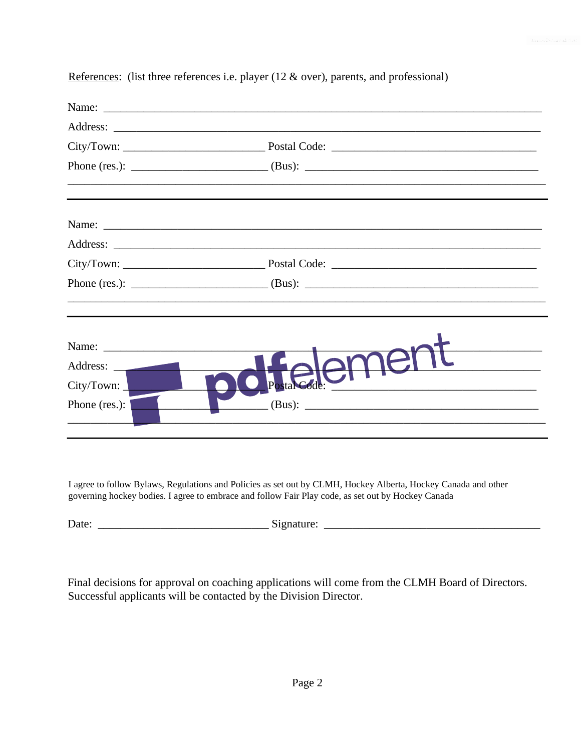References: (list three references i.e. player (12 & over), parents, and professional)

Name: ___________________________________________________________________________

Address: _________________________________________________________________________

City/Town: _________________________ Postal Code: ____________________________________

Phone (res.): ________________________ (Bus): __________________________________________

---

Name: ___________________________________________________________________________

Address: _________________________________________________________________________

City/Town: _________________________ Postal Code: ____________________________________

Phone (res.): ________________________ (Bus): __________________________________________

---

Name: ___________________________________________________________________________

Address: _________________________________________________________________________

City/Town: _________________________ Postal Code: ____________________________________

Phone (res.): ________________________ (Bus): __________________________________________

---

I agree to follow Bylaws, Regulations and Policies as set out by CLMH, Hockey Alberta, Hockey Canada and other governing hockey bodies. I agree to embrace and follow Fair Play code, as set out by Hockey Canada

Date: ______________________________ Signature: ______________________________________

Final decisions for approval on coaching applications will come from the CLMH Board of Directors. Successful applicants will be contacted by the Division Director.